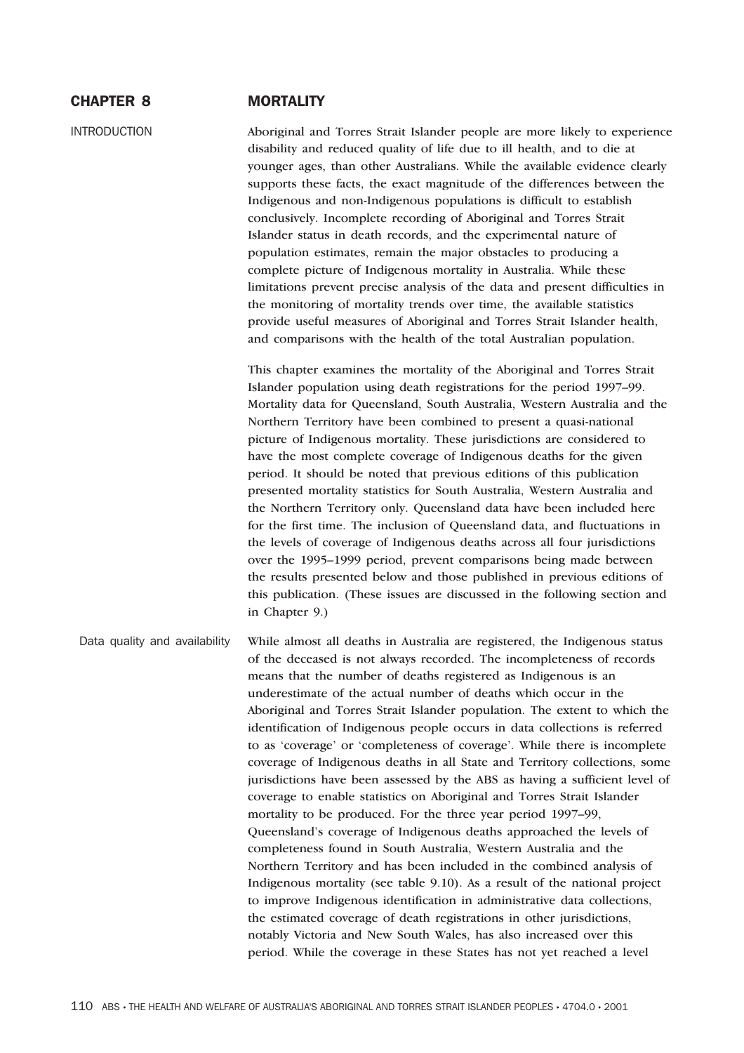# CHAPTER 8 MORTALITY

## INTRODUCTION

Aboriginal and Torres Strait Islander people are more likely to experience disability and reduced quality of life due to ill health, and to die at younger ages, than other Australians. While the available evidence clearly supports these facts, the exact magnitude of the differences between the Indigenous and non-Indigenous populations is difficult to establish conclusively. Incomplete recording of Aboriginal and Torres Strait Islander status in death records, and the experimental nature of population estimates, remain the major obstacles to producing a complete picture of Indigenous mortality in Australia. While these limitations prevent precise analysis of the data and present difficulties in the monitoring of mortality trends over time, the available statistics provide useful measures of Aboriginal and Torres Strait Islander health, and comparisons with the health of the total Australian population.

This chapter examines the mortality of the Aboriginal and Torres Strait Islander population using death registrations for the period 1997–99. Mortality data for Queensland, South Australia, Western Australia and the Northern Territory have been combined to present a quasi-national picture of Indigenous mortality. These jurisdictions are considered to have the most complete coverage of Indigenous deaths for the given period. It should be noted that previous editions of this publication presented mortality statistics for South Australia, Western Australia and the Northern Territory only. Queensland data have been included here for the first time. The inclusion of Queensland data, and fluctuations in the levels of coverage of Indigenous deaths across all four jurisdictions over the 1995–1999 period, prevent comparisons being made between the results presented below and those published in previous editions of this publication. (These issues are discussed in the following section and in Chapter 9.)

### Data quality and availability

While almost all deaths in Australia are registered, the Indigenous status of the deceased is not always recorded. The incompleteness of records means that the number of deaths registered as Indigenous is an underestimate of the actual number of deaths which occur in the Aboriginal and Torres Strait Islander population. The extent to which the identification of Indigenous people occurs in data collections is referred to as 'coverage' or 'completeness of coverage'. While there is incomplete coverage of Indigenous deaths in all State and Territory collections, some jurisdictions have been assessed by the ABS as having a sufficient level of coverage to enable statistics on Aboriginal and Torres Strait Islander mortality to be produced. For the three year period 1997–99, Queensland's coverage of Indigenous deaths approached the levels of completeness found in South Australia, Western Australia and the Northern Territory and has been included in the combined analysis of Indigenous mortality (see table 9.10). As a result of the national project to improve Indigenous identification in administrative data collections, the estimated coverage of death registrations in other jurisdictions, notably Victoria and New South Wales, has also increased over this period. While the coverage in these States has not yet reached a level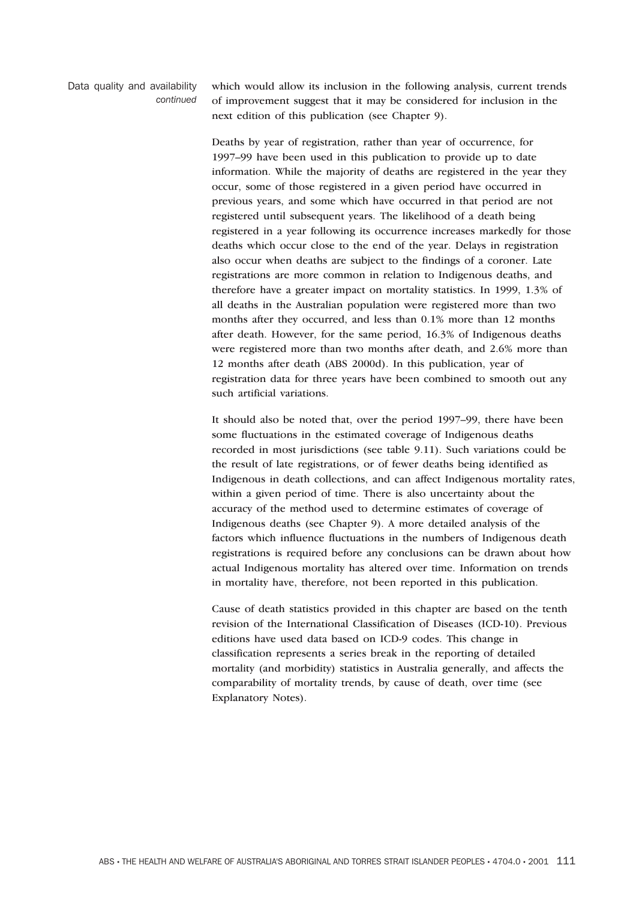Data quality and availability *continued*

which would allow its inclusion in the following analysis, current trends of improvement suggest that it may be considered for inclusion in the next edition of this publication (see Chapter 9).

Deaths by year of registration, rather than year of occurrence, for 1997–99 have been used in this publication to provide up to date information. While the majority of deaths are registered in the year they occur, some of those registered in a given period have occurred in previous years, and some which have occurred in that period are not registered until subsequent years. The likelihood of a death being registered in a year following its occurrence increases markedly for those deaths which occur close to the end of the year. Delays in registration also occur when deaths are subject to the findings of a coroner. Late registrations are more common in relation to Indigenous deaths, and therefore have a greater impact on mortality statistics. In 1999, 1.3% of all deaths in the Australian population were registered more than two months after they occurred, and less than 0.1% more than 12 months after death. However, for the same period, 16.3% of Indigenous deaths were registered more than two months after death, and 2.6% more than 12 months after death (ABS 2000d). In this publication, year of registration data for three years have been combined to smooth out any such artificial variations.

It should also be noted that, over the period 1997–99, there have been some fluctuations in the estimated coverage of Indigenous deaths recorded in most jurisdictions (see table 9.11). Such variations could be the result of late registrations, or of fewer deaths being identified as Indigenous in death collections, and can affect Indigenous mortality rates, within a given period of time. There is also uncertainty about the accuracy of the method used to determine estimates of coverage of Indigenous deaths (see Chapter 9). A more detailed analysis of the factors which influence fluctuations in the numbers of Indigenous death registrations is required before any conclusions can be drawn about how actual Indigenous mortality has altered over time. Information on trends in mortality have, therefore, not been reported in this publication.

Cause of death statistics provided in this chapter are based on the tenth revision of the International Classification of Diseases (ICD-10). Previous editions have used data based on ICD-9 codes. This change in classification represents a series break in the reporting of detailed mortality (and morbidity) statistics in Australia generally, and affects the comparability of mortality trends, by cause of death, over time (see Explanatory Notes).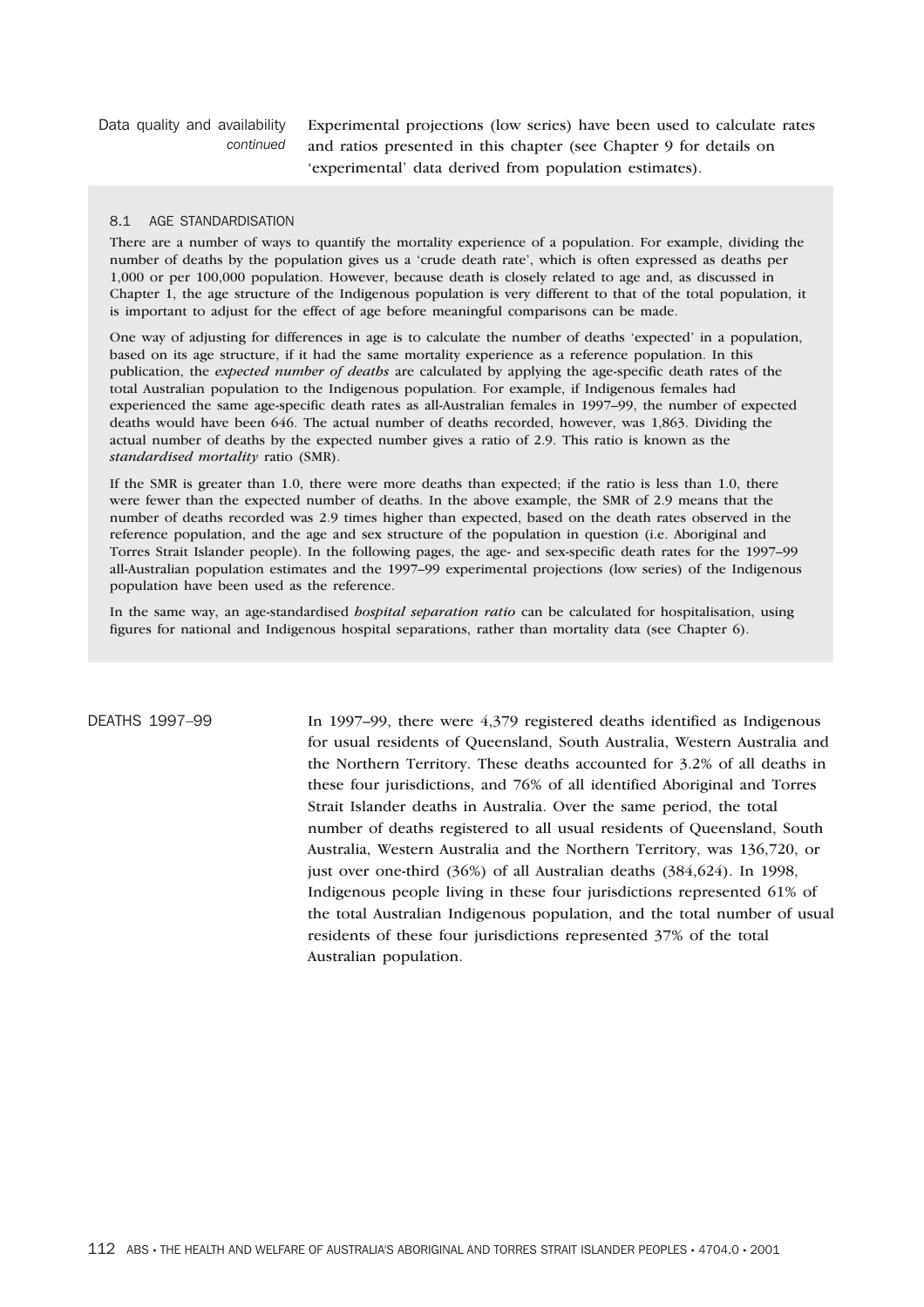**Data quality and availability** *continued*

Experimental projections (low series) have been used to calculate rates and ratios presented in this chapter (see Chapter 9 for details on 'experimental' data derived from population estimates).

### 8.1 AGE STANDARDISATION

There are a number of ways to quantify the mortality experience of a population. For example, dividing the number of deaths by the population gives us a 'crude death rate', which is often expressed as deaths per 1,000 or per 100,000 population. However, because death is closely related to age and, as discussed in Chapter 1, the age structure of the Indigenous population is very different to that of the total population, it is important to adjust for the effect of age before meaningful comparisons can be made.

One way of adjusting for differences in age is to calculate the number of deaths 'expected' in a population, based on its age structure, if it had the same mortality experience as a reference population. In this publication, the *expected number of deaths* are calculated by applying the age-specific death rates of the total Australian population to the Indigenous population. For example, if Indigenous females had experienced the same age-specific death rates as all-Australian females in 1997–99, the number of expected deaths would have been 646. The actual number of deaths recorded, however, was 1,863. Dividing the actual number of deaths by the expected number gives a ratio of 2.9. This ratio is known as the ***standardised mortality*** ratio (SMR).

If the SMR is greater than 1.0, there were more deaths than expected; if the ratio is less than 1.0, there were fewer than the expected number of deaths. In the above example, the SMR of 2.9 means that the number of deaths recorded was 2.9 times higher than expected, based on the death rates observed in the reference population, and the age and sex structure of the population in question (i.e. Aboriginal and Torres Strait Islander people). In the following pages, the age- and sex-specific death rates for the 1997–99 all-Australian population estimates and the 1997–99 experimental projections (low series) of the Indigenous population have been used as the reference.

In the same way, an age-standardised *hospital separation ratio* can be calculated for hospitalisation, using figures for national and Indigenous hospital separations, rather than mortality data (see Chapter 6).

## DEATHS 1997–99

In 1997–99, there were 4,379 registered deaths identified as Indigenous for usual residents of Queensland, South Australia, Western Australia and the Northern Territory. These deaths accounted for 3.2% of all deaths in these four jurisdictions, and 76% of all identified Aboriginal and Torres Strait Islander deaths in Australia. Over the same period, the total number of deaths registered to all usual residents of Queensland, South Australia, Western Australia and the Northern Territory, was 136,720, or just over one-third (36%) of all Australian deaths (384,624). In 1998, Indigenous people living in these four jurisdictions represented 61% of the total Australian Indigenous population, and the total number of usual residents of these four jurisdictions represented 37% of the total Australian population.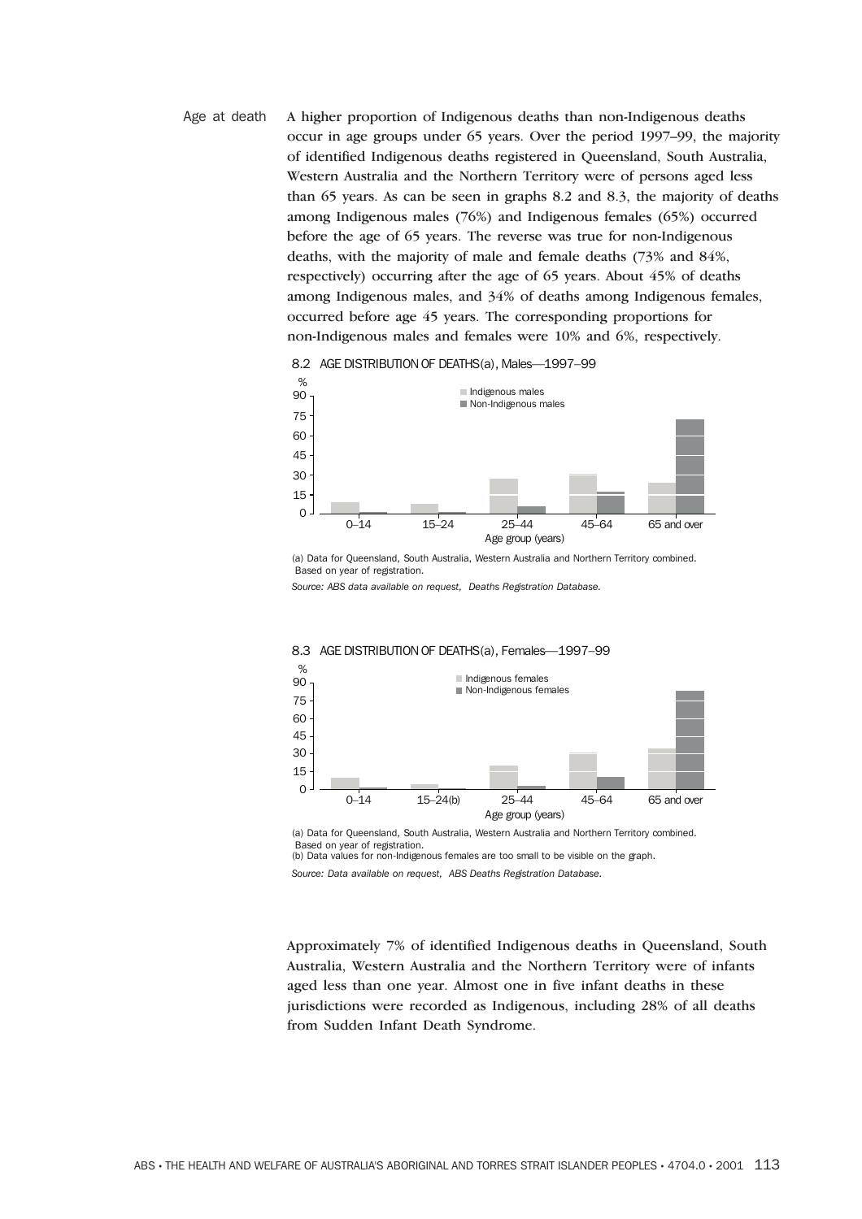**Age at death**

A higher proportion of Indigenous deaths than non-Indigenous deaths occur in age groups under 65 years. Over the period 1997–99, the majority of identified Indigenous deaths registered in Queensland, South Australia, Western Australia and the Northern Territory were of persons aged less than 65 years. As can be seen in graphs 8.2 and 8.3, the majority of deaths among Indigenous males (76%) and Indigenous females (65%) occurred before the age of 65 years. The reverse was true for non-Indigenous deaths, with the majority of male and female deaths (73% and 84%, respectively) occurring after the age of 65 years. About 45% of deaths among Indigenous males, and 34% of deaths among Indigenous females, occurred before age 45 years. The corresponding proportions for non-Indigenous males and females were 10% and 6%, respectively.

8.2 AGE DISTRIBUTION OF DEATHS(a), Males—1997–99

(a) Data for Queensland, South Australia, Western Australia and Northern Territory combined. Based on year of registration.

*Source: ABS data available on request, Deaths Registration Database.*

8.3 AGE DISTRIBUTION OF DEATHS(a), Females—1997–99

(a) Data for Queensland, South Australia, Western Australia and Northern Territory combined. Based on year of registration.
(b) Data values for non-Indigenous females are too small to be visible on the graph.

*Source: Data available on request, ABS Deaths Registration Database.*

Approximately 7% of identified Indigenous deaths in Queensland, South Australia, Western Australia and the Northern Territory were of infants aged less than one year. Almost one in five infant deaths in these jurisdictions were recorded as Indigenous, including 28% of all deaths from Sudden Infant Death Syndrome.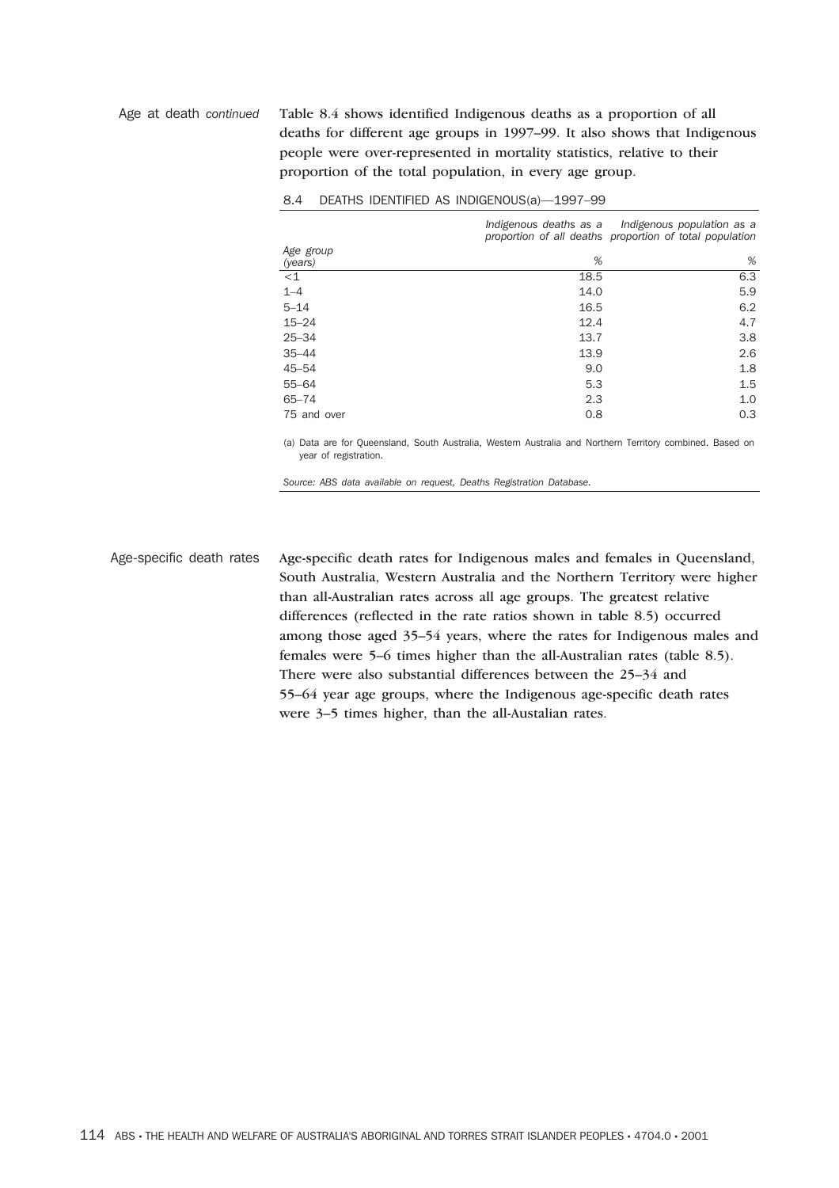Age at death *continued*

Table 8.4 shows identified Indigenous deaths as a proportion of all deaths for different age groups in 1997–99. It also shows that Indigenous people were over-represented in mortality statistics, relative to their proportion of the total population, in every age group.

8.4 DEATHS IDENTIFIED AS INDIGENOUS(a)—1997–99

| Age group (years) | *Indigenous deaths as a proportion of all deaths* | *Indigenous population as a proportion of total population* |
|---|---|---|
| | *%* | *%* |
| <1 | 18.5 | 6.3 |
| 1–4 | 14.0 | 5.9 |
| 5–14 | 16.5 | 6.2 |
| 15–24 | 12.4 | 4.7 |
| 25–34 | 13.7 | 3.8 |
| 35–44 | 13.9 | 2.6 |
| 45–54 | 9.0 | 1.8 |
| 55–64 | 5.3 | 1.5 |
| 65–74 | 2.3 | 1.0 |
| 75 and over | 0.8 | 0.3 |

(a) Data are for Queensland, South Australia, Western Australia and Northern Territory combined. Based on year of registration.

*Source: ABS data available on request, Deaths Registration Database.*

Age-specific death rates

Age-specific death rates for Indigenous males and females in Queensland, South Australia, Western Australia and the Northern Territory were higher than all-Australian rates across all age groups. The greatest relative differences (reflected in the rate ratios shown in table 8.5) occurred among those aged 35–54 years, where the rates for Indigenous males and females were 5–6 times higher than the all-Australian rates (table 8.5). There were also substantial differences between the 25–34 and 55–64 year age groups, where the Indigenous age-specific death rates were 3–5 times higher, than the all-Austalian rates.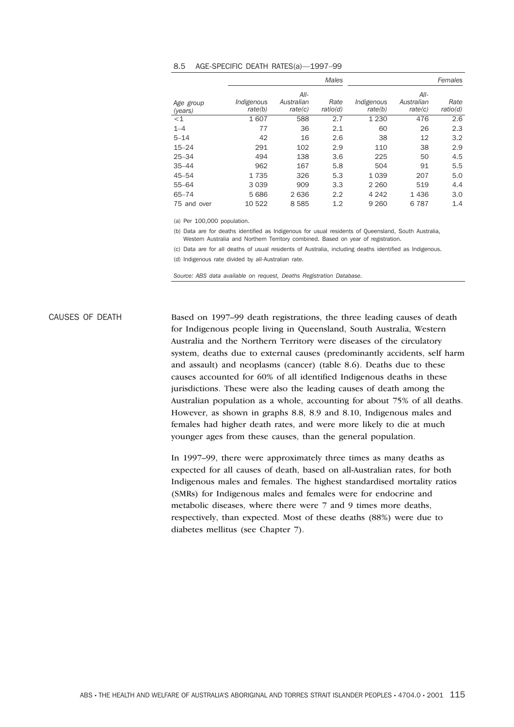8.5 AGE-SPECIFIC DEATH RATES(a)—1997–99

| | *Males* | | | *Females* | | |
|---|---|---|---|---|---|---|
| *Age group (years)* | *Indigenous rate(b)* | *All-Australian rate(c)* | *Rate ratio(d)* | *Indigenous rate(b)* | *All-Australian rate(c)* | *Rate ratio(d)* |
| <1 | 1 607 | 588 | 2.7 | 1 230 | 476 | 2.6 |
| 1–4 | 77 | 36 | 2.1 | 60 | 26 | 2.3 |
| 5–14 | 42 | 16 | 2.6 | 38 | 12 | 3.2 |
| 15–24 | 291 | 102 | 2.9 | 110 | 38 | 2.9 |
| 25–34 | 494 | 138 | 3.6 | 225 | 50 | 4.5 |
| 35–44 | 962 | 167 | 5.8 | 504 | 91 | 5.5 |
| 45–54 | 1 735 | 326 | 5.3 | 1 039 | 207 | 5.0 |
| 55–64 | 3 039 | 909 | 3.3 | 2 260 | 519 | 4.4 |
| 65–74 | 5 686 | 2 636 | 2.2 | 4 242 | 1 436 | 3.0 |
| 75 and over | 10 522 | 8 585 | 1.2 | 9 260 | 6 787 | 1.4 |

(a) Per 100,000 population.

(b) Data are for deaths identified as Indigenous for usual residents of Queensland, South Australia, Western Australia and Northern Territory combined. Based on year of registration.

(c) Data are for all deaths of usual residents of Australia, including deaths identified as Indigenous.

(d) Indigenous rate divided by all-Australian rate.

*Source: ABS data available on request, Deaths Registration Database.*

## CAUSES OF DEATH

Based on 1997–99 death registrations, the three leading causes of death for Indigenous people living in Queensland, South Australia, Western Australia and the Northern Territory were diseases of the circulatory system, deaths due to external causes (predominantly accidents, self harm and assault) and neoplasms (cancer) (table 8.6). Deaths due to these causes accounted for 60% of all identified Indigenous deaths in these jurisdictions. These were also the leading causes of death among the Australian population as a whole, accounting for about 75% of all deaths. However, as shown in graphs 8.8, 8.9 and 8.10, Indigenous males and females had higher death rates, and were more likely to die at much younger ages from these causes, than the general population.

In 1997–99, there were approximately three times as many deaths as expected for all causes of death, based on all-Australian rates, for both Indigenous males and females. The highest standardised mortality ratios (SMRs) for Indigenous males and females were for endocrine and metabolic diseases, where there were 7 and 9 times more deaths, respectively, than expected. Most of these deaths (88%) were due to diabetes mellitus (see Chapter 7).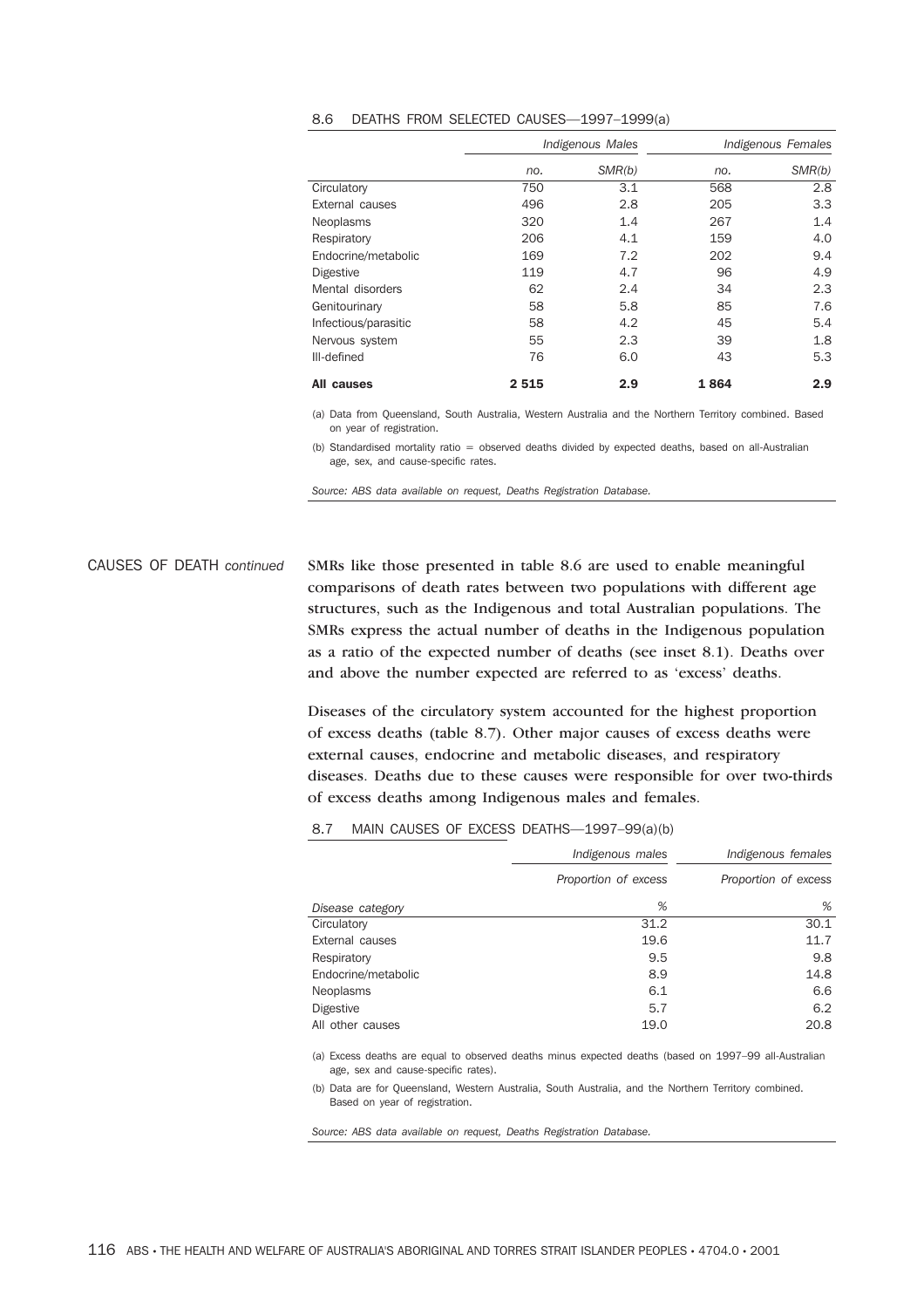8.6 DEATHS FROM SELECTED CAUSES—1997–1999(a)

| | *Indigenous Males* | | *Indigenous Females* | |
|---|---|---|---|---|
| | *no.* | *SMR(b)* | *no.* | *SMR(b)* |
| Circulatory | 750 | 3.1 | 568 | 2.8 |
| External causes | 496 | 2.8 | 205 | 3.3 |
| Neoplasms | 320 | 1.4 | 267 | 1.4 |
| Respiratory | 206 | 4.1 | 159 | 4.0 |
| Endocrine/metabolic | 169 | 7.2 | 202 | 9.4 |
| Digestive | 119 | 4.7 | 96 | 4.9 |
| Mental disorders | 62 | 2.4 | 34 | 2.3 |
| Genitourinary | 58 | 5.8 | 85 | 7.6 |
| Infectious/parasitic | 58 | 4.2 | 45 | 5.4 |
| Nervous system | 55 | 2.3 | 39 | 1.8 |
| Ill-defined | 76 | 6.0 | 43 | 5.3 |
| **All causes** | **2 515** | **2.9** | **1 864** | **2.9** |

(a) Data from Queensland, South Australia, Western Australia and the Northern Territory combined. Based on year of registration.

(b) Standardised mortality ratio = observed deaths divided by expected deaths, based on all-Australian age, sex, and cause-specific rates.

*Source: ABS data available on request, Deaths Registration Database.*

CAUSES OF DEATH *continued*

SMRs like those presented in table 8.6 are used to enable meaningful comparisons of death rates between two populations with different age structures, such as the Indigenous and total Australian populations. The SMRs express the actual number of deaths in the Indigenous population as a ratio of the expected number of deaths (see inset 8.1). Deaths over and above the number expected are referred to as 'excess' deaths.

Diseases of the circulatory system accounted for the highest proportion of excess deaths (table 8.7). Other major causes of excess deaths were external causes, endocrine and metabolic diseases, and respiratory diseases. Deaths due to these causes were responsible for over two-thirds of excess deaths among Indigenous males and females.

8.7 MAIN CAUSES OF EXCESS DEATHS—1997–99(a)(b)

| | *Indigenous males* | *Indigenous females* |
|---|---|---|
| | *Proportion of excess* | *Proportion of excess* |
| *Disease category* | *%* | *%* |
| Circulatory | 31.2 | 30.1 |
| External causes | 19.6 | 11.7 |
| Respiratory | 9.5 | 9.8 |
| Endocrine/metabolic | 8.9 | 14.8 |
| Neoplasms | 6.1 | 6.6 |
| Digestive | 5.7 | 6.2 |
| All other causes | 19.0 | 20.8 |

(a) Excess deaths are equal to observed deaths minus expected deaths (based on 1997–99 all-Australian age, sex and cause-specific rates).

(b) Data are for Queensland, Western Australia, South Australia, and the Northern Territory combined. Based on year of registration.

*Source: ABS data available on request, Deaths Registration Database.*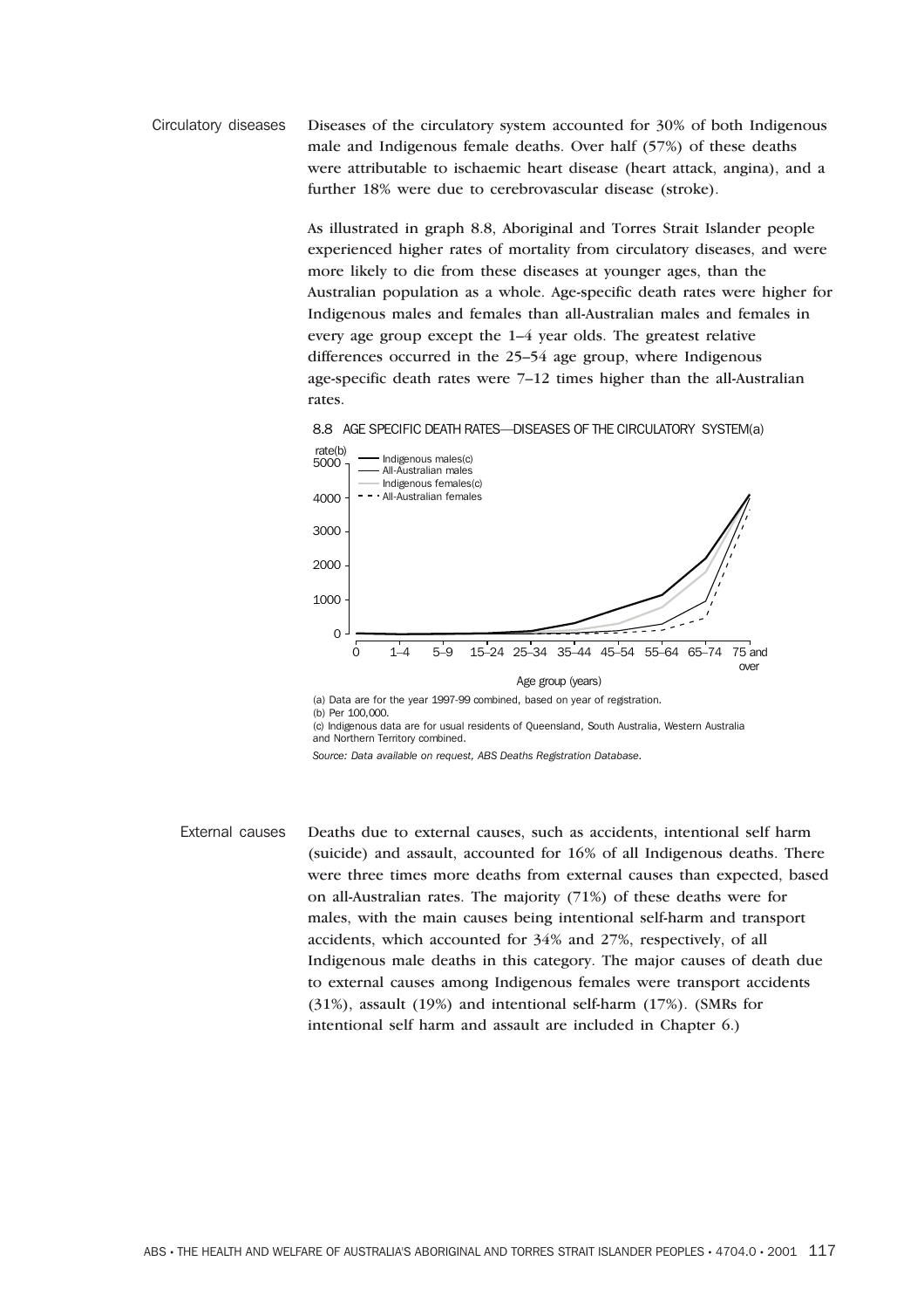## Circulatory diseases

Diseases of the circulatory system accounted for 30% of both Indigenous male and Indigenous female deaths. Over half (57%) of these deaths were attributable to ischaemic heart disease (heart attack, angina), and a further 18% were due to cerebrovascular disease (stroke).

As illustrated in graph 8.8, Aboriginal and Torres Strait Islander people experienced higher rates of mortality from circulatory diseases, and were more likely to die from these diseases at younger ages, than the Australian population as a whole. Age-specific death rates were higher for Indigenous males and females than all-Australian males and females in every age group except the 1–4 year olds. The greatest relative differences occurred in the 25–54 age group, where Indigenous age-specific death rates were 7–12 times higher than the all-Australian rates.

8.8 AGE SPECIFIC DEATH RATES—DISEASES OF THE CIRCULATORY SYSTEM(a)

rate(b)

Legend: Indigenous males(c); All-Australian males; Indigenous females(c); All-Australian females

Age group (years): 0, 1–4, 5–9, 15–24, 25–34, 35–44, 45–54, 55–64, 65–74, 75 and over

(a) Data are for the year 1997-99 combined, based on year of registration.
(b) Per 100,000.
(c) Indigenous data are for usual residents of Queensland, South Australia, Western Australia and Northern Territory combined.

*Source: Data available on request, ABS Deaths Registration Database.*

## External causes

Deaths due to external causes, such as accidents, intentional self harm (suicide) and assault, accounted for 16% of all Indigenous deaths. There were three times more deaths from external causes than expected, based on all-Australian rates. The majority (71%) of these deaths were for males, with the main causes being intentional self-harm and transport accidents, which accounted for 34% and 27%, respectively, of all Indigenous male deaths in this category. The major causes of death due to external causes among Indigenous females were transport accidents (31%), assault (19%) and intentional self-harm (17%). (SMRs for intentional self harm and assault are included in Chapter 6.)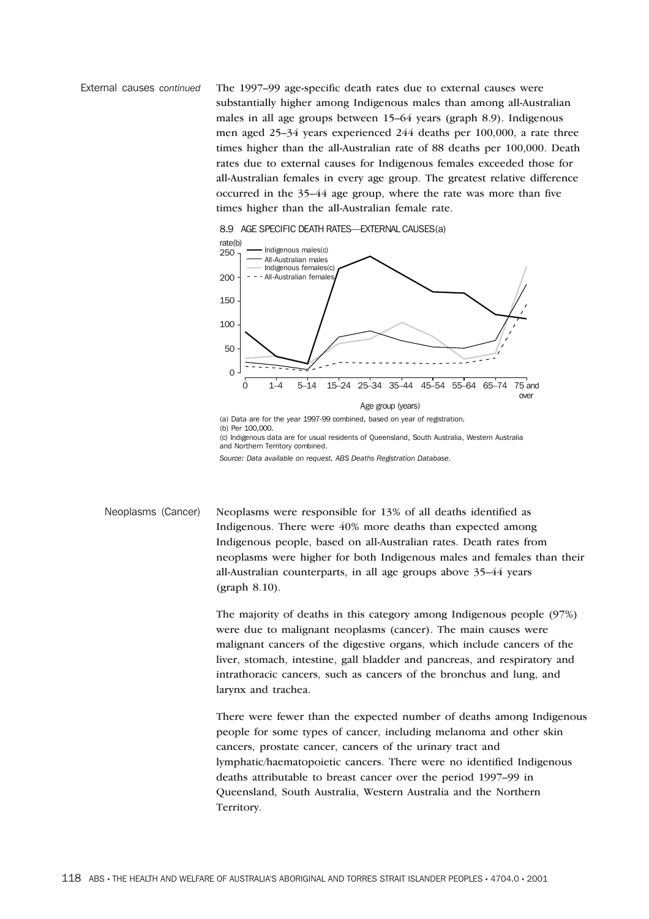External causes *continued*

The 1997–99 age-specific death rates due to external causes were substantially higher among Indigenous males than among all-Australian males in all age groups between 15–64 years (graph 8.9). Indigenous men aged 25–34 years experienced 244 deaths per 100,000, a rate three times higher than the all-Australian rate of 88 deaths per 100,000. Death rates due to external causes for Indigenous females exceeded those for all-Australian females in every age group. The greatest relative difference occurred in the 35–44 age group, where the rate was more than five times higher than the all-Australian female rate.

8.9 AGE SPECIFIC DEATH RATES—EXTERNAL CAUSES(a)

(a) Data are for the year 1997-99 combined, based on year of registration.
(b) Per 100,000.
(c) Indigenous data are for usual residents of Queensland, South Australia, Western Australia and Northern Territory combined.

*Source: Data available on request, ABS Deaths Registration Database.*

Neoplasms (Cancer)

Neoplasms were responsible for 13% of all deaths identified as Indigenous. There were 40% more deaths than expected among Indigenous people, based on all-Australian rates. Death rates from neoplasms were higher for both Indigenous males and females than their all-Australian counterparts, in all age groups above 35–44 years (graph 8.10).

The majority of deaths in this category among Indigenous people (97%) were due to malignant neoplasms (cancer). The main causes were malignant cancers of the digestive organs, which include cancers of the liver, stomach, intestine, gall bladder and pancreas, and respiratory and intrathoracic cancers, such as cancers of the bronchus and lung, and larynx and trachea.

There were fewer than the expected number of deaths among Indigenous people for some types of cancer, including melanoma and other skin cancers, prostate cancer, cancers of the urinary tract and lymphatic/haematopoietic cancers. There were no identified Indigenous deaths attributable to breast cancer over the period 1997–99 in Queensland, South Australia, Western Australia and the Northern Territory.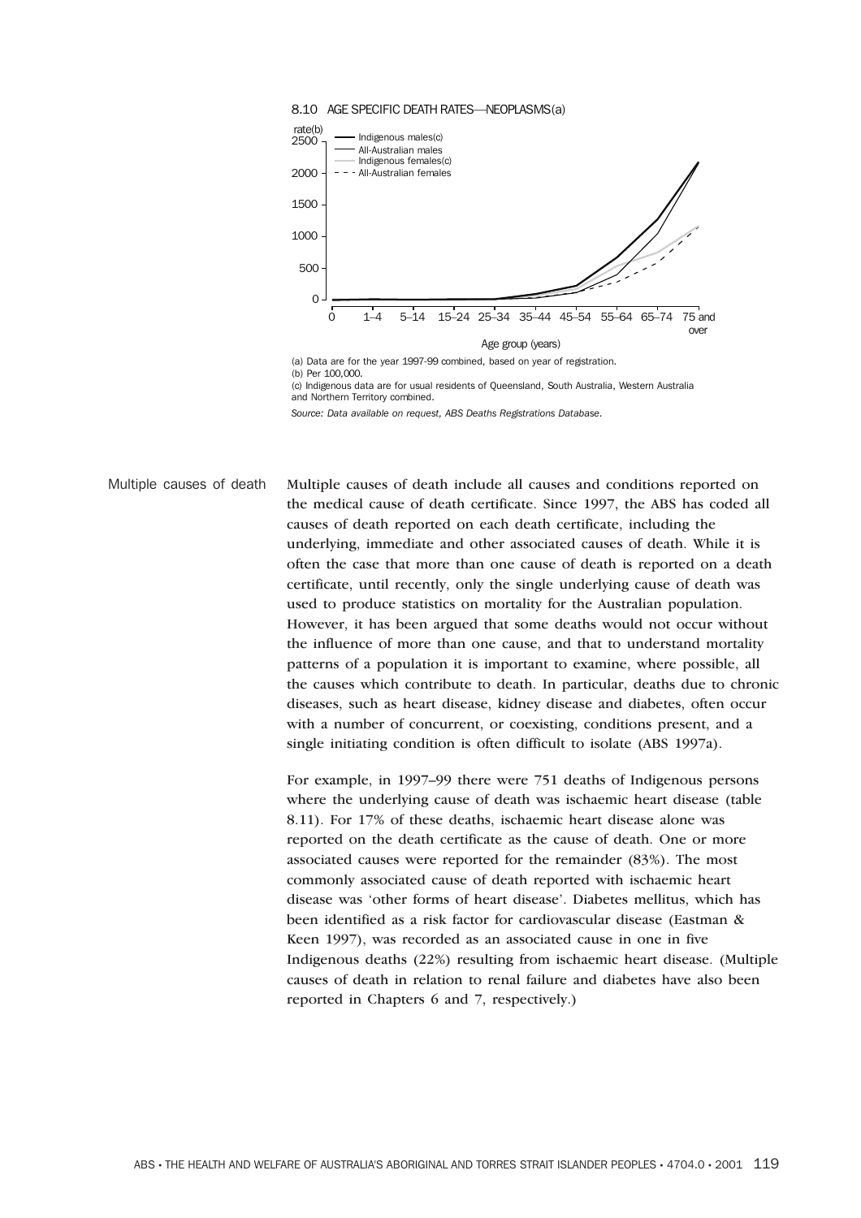8.10 AGE SPECIFIC DEATH RATES—NEOPLASMS(a)

(a) Data are for the year 1997-99 combined, based on year of registration.
(b) Per 100,000.
(c) Indigenous data are for usual residents of Queensland, South Australia, Western Australia and Northern Territory combined.

*Source: Data available on request, ABS Deaths Registrations Database.*

## Multiple causes of death

Multiple causes of death include all causes and conditions reported on the medical cause of death certificate. Since 1997, the ABS has coded all causes of death reported on each death certificate, including the underlying, immediate and other associated causes of death. While it is often the case that more than one cause of death is reported on a death certificate, until recently, only the single underlying cause of death was used to produce statistics on mortality for the Australian population. However, it has been argued that some deaths would not occur without the influence of more than one cause, and that to understand mortality patterns of a population it is important to examine, where possible, all the causes which contribute to death. In particular, deaths due to chronic diseases, such as heart disease, kidney disease and diabetes, often occur with a number of concurrent, or coexisting, conditions present, and a single initiating condition is often difficult to isolate (ABS 1997a).

For example, in 1997–99 there were 751 deaths of Indigenous persons where the underlying cause of death was ischaemic heart disease (table 8.11). For 17% of these deaths, ischaemic heart disease alone was reported on the death certificate as the cause of death. One or more associated causes were reported for the remainder (83%). The most commonly associated cause of death reported with ischaemic heart disease was 'other forms of heart disease'. Diabetes mellitus, which has been identified as a risk factor for cardiovascular disease (Eastman & Keen 1997), was recorded as an associated cause in one in five Indigenous deaths (22%) resulting from ischaemic heart disease. (Multiple causes of death in relation to renal failure and diabetes have also been reported in Chapters 6 and 7, respectively.)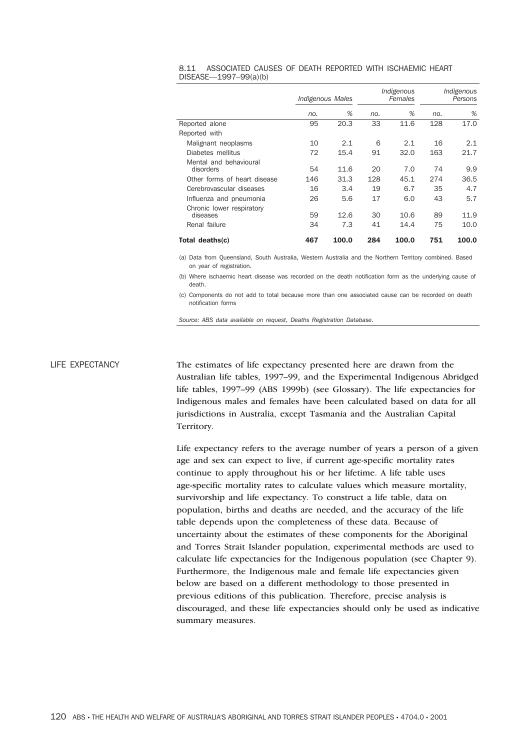8.11 ASSOCIATED CAUSES OF DEATH REPORTED WITH ISCHAEMIC HEART DISEASE—1997–99(a)(b)

| | *Indigenous Males* | | *Indigenous Females* | | *Indigenous Persons* | |
|---|---|---|---|---|---|---|
| | *no.* | *%* | *no.* | *%* | *no.* | *%* |
| Reported alone | 95 | 20.3 | 33 | 11.6 | 128 | 17.0 |
| Reported with | | | | | | |
| Malignant neoplasms | 10 | 2.1 | 6 | 2.1 | 16 | 2.1 |
| Diabetes mellitus | 72 | 15.4 | 91 | 32.0 | 163 | 21.7 |
| Mental and behavioural disorders | 54 | 11.6 | 20 | 7.0 | 74 | 9.9 |
| Other forms of heart disease | 146 | 31.3 | 128 | 45.1 | 274 | 36.5 |
| Cerebrovascular diseases | 16 | 3.4 | 19 | 6.7 | 35 | 4.7 |
| Influenza and pneumonia | 26 | 5.6 | 17 | 6.0 | 43 | 5.7 |
| Chronic lower respiratory diseases | 59 | 12.6 | 30 | 10.6 | 89 | 11.9 |
| Renal failure | 34 | 7.3 | 41 | 14.4 | 75 | 10.0 |
| **Total deaths(c)** | **467** | **100.0** | **284** | **100.0** | **751** | **100.0** |

(a) Data from Queensland, South Australia, Western Australia and the Northern Territory combined. Based on year of registration.

(b) Where ischaemic heart disease was recorded on the death notification form as the underlying cause of death.

(c) Components do not add to total because more than one associated cause can be recorded on death notification forms

*Source: ABS data available on request, Deaths Registration Database.*

## LIFE EXPECTANCY

The estimates of life expectancy presented here are drawn from the Australian life tables, 1997–99, and the Experimental Indigenous Abridged life tables, 1997–99 (ABS 1999b) (see Glossary). The life expectancies for Indigenous males and females have been calculated based on data for all jurisdictions in Australia, except Tasmania and the Australian Capital Territory.

Life expectancy refers to the average number of years a person of a given age and sex can expect to live, if current age-specific mortality rates continue to apply throughout his or her lifetime. A life table uses age-specific mortality rates to calculate values which measure mortality, survivorship and life expectancy. To construct a life table, data on population, births and deaths are needed, and the accuracy of the life table depends upon the completeness of these data. Because of uncertainty about the estimates of these components for the Aboriginal and Torres Strait Islander population, experimental methods are used to calculate life expectancies for the Indigenous population (see Chapter 9). Furthermore, the Indigenous male and female life expectancies given below are based on a different methodology to those presented in previous editions of this publication. Therefore, precise analysis is discouraged, and these life expectancies should only be used as indicative summary measures.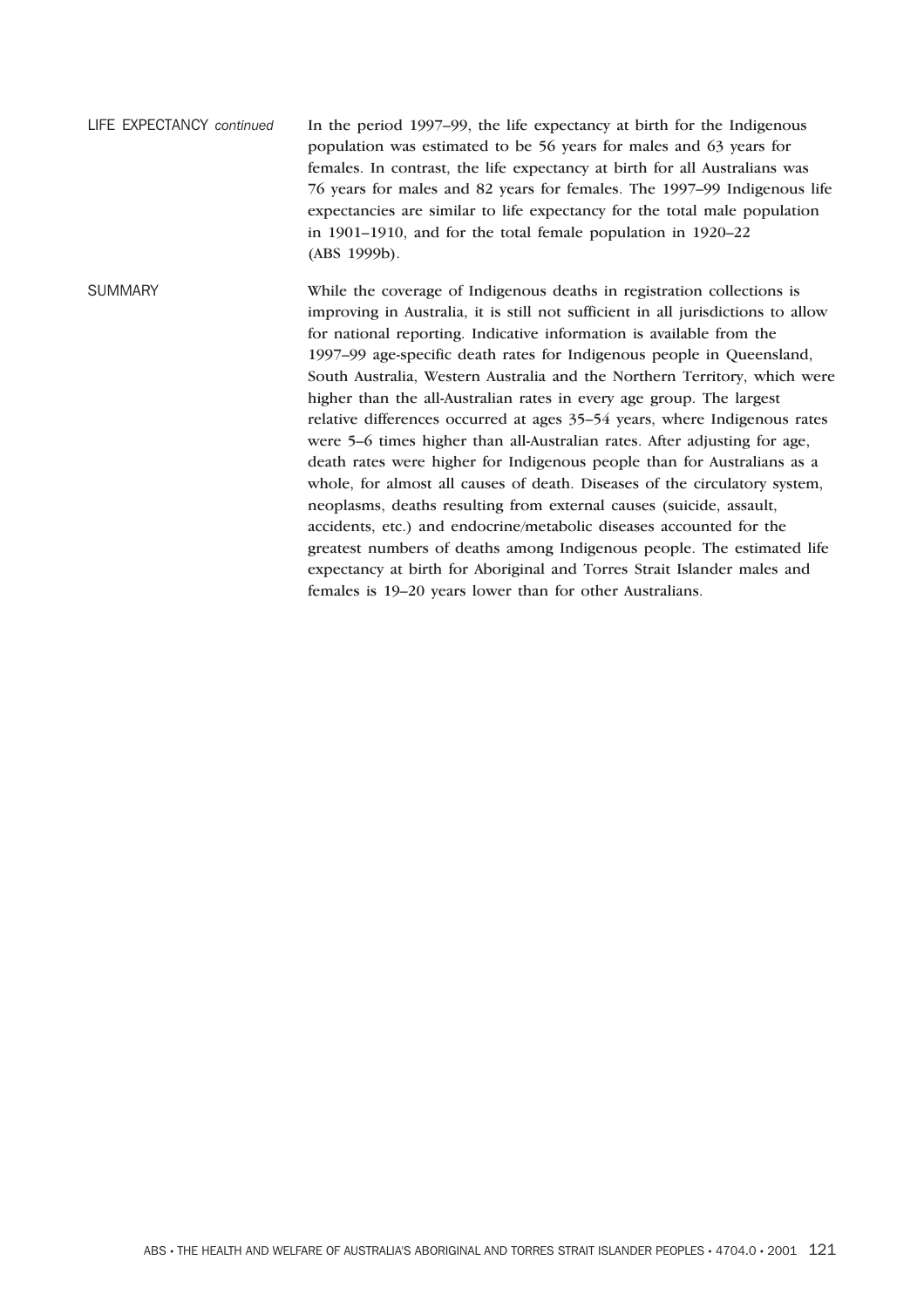## LIFE EXPECTANCY *continued*

In the period 1997–99, the life expectancy at birth for the Indigenous population was estimated to be 56 years for males and 63 years for females. In contrast, the life expectancy at birth for all Australians was 76 years for males and 82 years for females. The 1997–99 Indigenous life expectancies are similar to life expectancy for the total male population in 1901–1910, and for the total female population in 1920–22 (ABS 1999b).

## SUMMARY

While the coverage of Indigenous deaths in registration collections is improving in Australia, it is still not sufficient in all jurisdictions to allow for national reporting. Indicative information is available from the 1997–99 age-specific death rates for Indigenous people in Queensland, South Australia, Western Australia and the Northern Territory, which were higher than the all-Australian rates in every age group. The largest relative differences occurred at ages 35–54 years, where Indigenous rates were 5–6 times higher than all-Australian rates. After adjusting for age, death rates were higher for Indigenous people than for Australians as a whole, for almost all causes of death. Diseases of the circulatory system, neoplasms, deaths resulting from external causes (suicide, assault, accidents, etc.) and endocrine/metabolic diseases accounted for the greatest numbers of deaths among Indigenous people. The estimated life expectancy at birth for Aboriginal and Torres Strait Islander males and females is 19–20 years lower than for other Australians.